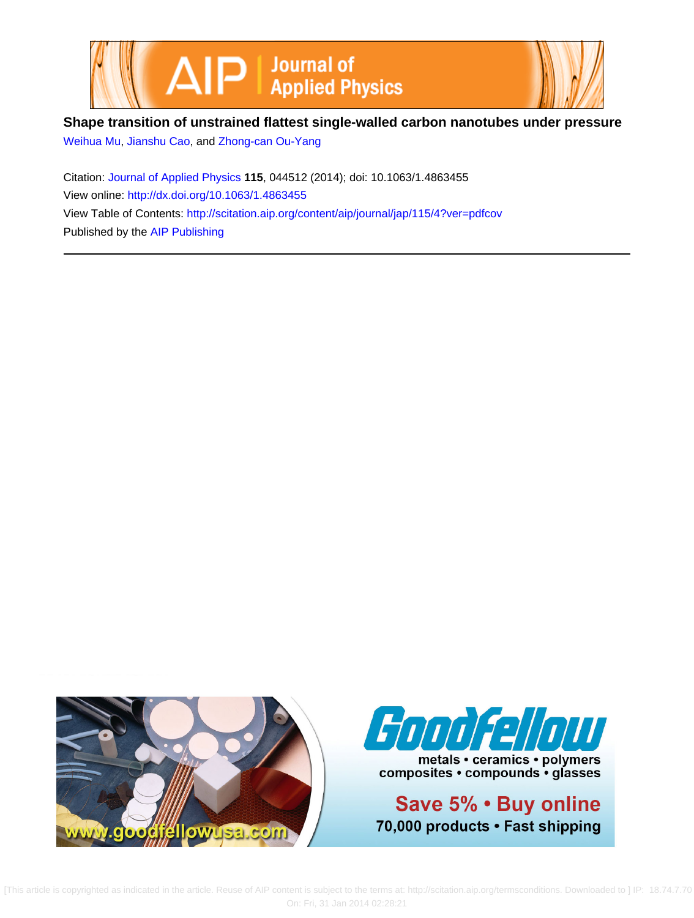# Shape transition of unstrained flattest single-walled carbon nanotubes under pressure

Weihua Mu, Jianshu Cao, and Zhong-can Ou-Yang

Citation: Journal of Applied Physics **115**, 044512 (2014); doi: 10.1063/1.4863455

View online: http://dx.doi.org/10.1063/1.4863455

View Table of Contents: http://scitation.aip.org/content/aip/journal/jap/115/4?ver=pdfcov

Published by the AIP Publishing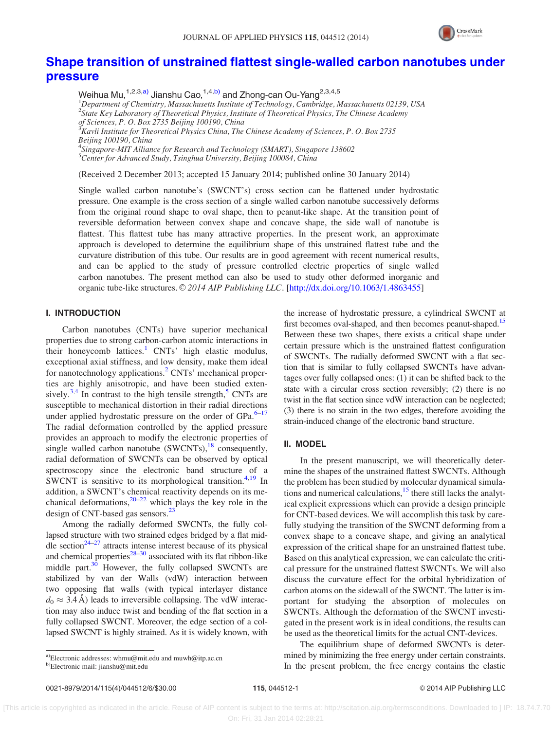# Shape transition of unstrained flattest single-walled carbon nanotubes under pressure

Weihua Mu,[1,2,3,a)] Jianshu Cao,[1,4,b)] and Zhong-can Ou-Yang[2,3,4,5]

[1]Department of Chemistry, Massachusetts Institute of Technology, Cambridge, Massachusetts 02139, USA
[2]State Key Laboratory of Theoretical Physics, Institute of Theoretical Physics, The Chinese Academy of Sciences, P. O. Box 2735 Beijing 100190, China
[3]Kavli Institute for Theoretical Physics China, The Chinese Academy of Sciences, P. O. Box 2735 Beijing 100190, China
[4]Singapore-MIT Alliance for Research and Technology (SMART), Singapore 138602
[5]Center for Advanced Study, Tsinghua University, Beijing 100084, China

(Received 2 December 2013; accepted 15 January 2014; published online 30 January 2014)

Single walled carbon nanotube's (SWCNT's) cross section can be flattened under hydrostatic pressure. One example is the cross section of a single walled carbon nanotube successively deforms from the original round shape to oval shape, then to peanut-like shape. At the transition point of reversible deformation between convex shape and concave shape, the side wall of nanotube is flattest. This flattest tube has many attractive properties. In the present work, an approximate approach is developed to determine the equilibrium shape of this unstrained flattest tube and the curvature distribution of this tube. Our results are in good agreement with recent numerical results, and can be applied to the study of pressure controlled electric properties of single walled carbon nanotubes. The present method can also be used to study other deformed inorganic and organic tube-like structures. © 2014 AIP Publishing LLC. [http://dx.doi.org/10.1063/1.4863455]

## I. INTRODUCTION

Carbon nanotubes (CNTs) have superior mechanical properties due to strong carbon-carbon atomic interactions in their honeycomb lattices.[1] CNTs' high elastic modulus, exceptional axial stiffness, and low density, make them ideal for nanotechnology applications.[2] CNTs' mechanical properties are highly anisotropic, and have been studied extensively.[3,4] In contrast to the high tensile strength,[5] CNTs are susceptible to mechanical distortion in their radial directions under applied hydrostatic pressure on the order of GPa.[6–17] The radial deformation controlled by the applied pressure provides an approach to modify the electronic properties of single walled carbon nanotube (SWCNTs),[18] consequently, radial deformation of SWCNTs can be observed by optical spectroscopy since the electronic band structure of a SWCNT is sensitive to its morphological transition.[4,19] In addition, a SWCNT's chemical reactivity depends on its mechanical deformations,[20–22] which plays the key role in the design of CNT-based gas sensors.[23]

Among the radially deformed SWCNTs, the fully collapsed structure with two strained edges bridged by a flat middle section[24–27] attracts intense interest because of its physical and chemical properties[28–30] associated with its flat ribbon-like middle part.[30] However, the fully collapsed SWCNTs are stabilized by van der Walls (vdW) interaction between two opposing flat walls (with typical interlayer distance $d_0 \approx 3.4$ Å) leads to irreversible collapsing. The vdW interaction may also induce twist and bending of the flat section in a fully collapsed SWCNT. Moreover, the edge section of a collapsed SWCNT is highly strained. As it is widely known, with the increase of hydrostatic pressure, a cylindrical SWCNT at first becomes oval-shaped, and then becomes peanut-shaped.[15] Between these two shapes, there exists a critical shape under certain pressure which is the unstrained flattest configuration of SWCNTs. The radially deformed SWCNT with a flat section that is similar to fully collapsed SWCNTs have advantages over fully collapsed ones: (1) it can be shifted back to the state with a circular cross section reversibly; (2) there is no twist in the flat section since vdW interaction can be neglected; (3) there is no strain in the two edges, therefore avoiding the strain-induced change of the electronic band structure.

## II. MODEL

In the present manuscript, we will theoretically determine the shapes of the unstrained flattest SWCNTs. Although the problem has been studied by molecular dynamical simulations and numerical calculations,[15] there still lacks the analytical explicit expressions which can provide a design principle for CNT-based devices. We will accomplish this task by carefully studying the transition of the SWCNT deforming from a convex shape to a concave shape, and giving an analytical expression of the critical shape for an unstrained flattest tube. Based on this analytical expression, we can calculate the critical pressure for the unstrained flattest SWCNTs. We will also discuss the curvature effect for the orbital hybridization of carbon atoms on the sidewall of the SWCNT. The latter is important for studying the absorption of molecules on SWCNTs. Although the deformation of the SWCNT investigated in the present work is in ideal conditions, the results can be used as the theoretical limits for the actual CNT-devices.

The equilibrium shape of deformed SWCNTs is determined by minimizing the free energy under certain constraints. In the present problem, the free energy contains the elastic

a)Electronic addresses: whmu@mit.edu and muwh@itp.ac.cn
b)Electronic mail: jianshu@mit.edu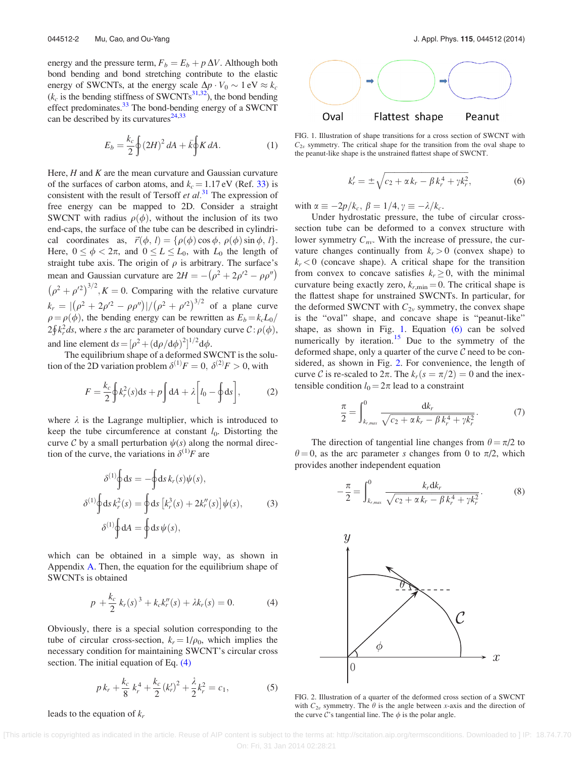energy and the pressure term, $F_b = E_b + p\,\Delta V$. Although both bond bending and bond stretching contribute to the elastic energy of SWCNTs, at the energy scale $\Delta p \cdot V_0 \sim 1\,\text{eV} \approx k_c$ ($k_c$ is the bending stiffness of SWCNTs[31,32]), the bond bending effect predominates.[33] The bond-bending energy of a SWCNT can be described by its curvatures[24,33]

$$E_b = \frac{k_c}{2}\oint (2H)^2\, dA + \bar{k}\oint K\, dA. \tag{1}$$

Here, $H$ and $K$ are the mean curvature and Gaussian curvature of the surfaces of carbon atoms, and $k_c = 1.17\,\text{eV}$ (Ref. 33) is consistent with the result of Tersoff *et al.*[31] The expression of free energy can be mapped to 2D. Consider a straight SWCNT with radius $\rho(\phi)$, without the inclusion of its two end-caps, the surface of the tube can be described in cylindrical coordinates as, $\vec{r}(\phi, l) = \{\rho(\phi)\cos\phi,\, \rho(\phi)\sin\phi,\, l\}$. Here, $0 \le \phi < 2\pi$, and $0 \le L \le L_0$, with $L_0$ the length of straight tube axis. The origin of $\rho$ is arbitrary. The surface's mean and Gaussian curvature are $2H = -(\rho^2 + 2\rho'^2 - \rho\rho'')\,(\rho^2 + \rho'^2)^{3/2}, K = 0$. Comparing with the relative curvature $k_r = |(\rho^2 + 2\rho'^2 - \rho\rho'')|/(\rho^2 + \rho'^2)^{3/2}$ of a plane curve $\rho = \rho(\phi)$, the bending energy can be rewritten as $E_b = k_c L_0 / 2\oint k_r^2 ds$, where $s$ the arc parameter of boundary curve $\mathcal{C}: \rho(\phi)$, and line element $ds = [\rho^2 + (d\rho/d\phi)^2]^{1/2} d\phi$.

The equilibrium shape of a deformed SWCNT is the solution of the 2D variation problem $\delta^{(1)}F = 0$, $\delta^{(2)}F > 0$, with

$$F = \frac{k_c}{2}\oint k_r^2(s)ds + p\int dA + \lambda\left[l_0 - \oint ds\right], \tag{2}$$

where $\lambda$ is the Lagrange multiplier, which is introduced to keep the tube circumference at constant $l_0$. Distorting the curve $\mathcal{C}$ by a small perturbation $\psi(s)$ along the normal direction of the curve, the variations in $\delta^{(1)}F$ are

$$\begin{aligned}
\delta^{(1)}\oint ds &= -\oint ds\, k_r(s)\psi(s),\\
\delta^{(1)}\oint ds\, k_r^2(s) &= \oint ds\,\left[k_r^3(s) + 2k_r''(s)\right]\psi(s),\\
\delta^{(1)}\oint dA &= \oint ds\,\psi(s),
\end{aligned} \tag{3}$$

which can be obtained in a simple way, as shown in Appendix A. Then, the equation for the equilibrium shape of SWCNTs is obtained

$$p + \frac{k_c}{2}k_r(s)^3 + k_c k_r''(s) + \lambda k_r(s) = 0. \tag{4}$$

Obviously, there is a special solution corresponding to the tube of circular cross-section, $k_r = 1/\rho_0$, which implies the necessary condition for maintaining SWCNT's circular cross section. The initial equation of Eq. (4)

$$p\,k_r + \frac{k_c}{8}k_r^4 + \frac{k_c}{2}(k_r')^2 + \frac{\lambda}{2}k_r^2 = c_1, \tag{5}$$

leads to the equation of $k_r$

FIG. 1. Illustration of shape transitions for a cross section of SWCNT with $C_{2v}$ symmetry. The critical shape for the transition from the oval shape to the peanut-like shape is the unstrained flattest shape of SWCNT.

$$k_r' = \pm\sqrt{c_2 + \alpha\, k_r - \beta\, k_r^4 + \gamma k_r^2}, \tag{6}$$

with $\alpha \equiv -2p/k_c$, $\beta = 1/4, \gamma \equiv -\lambda/k_c$.

Under hydrostatic pressure, the tube of circular cross-section tube can be deformed to a convex structure with lower symmetry $C_{nv}$. With the increase of pressure, the curvature changes continually from $k_r > 0$ (convex shape) to $k_r < 0$ (concave shape). A critical shape for the transition from convex to concave satisfies $k_r \ge 0$, with the minimal curvature being exactly zero, $k_{r,\min} = 0$. The critical shape is the flattest shape for unstrained SWCNTs. In particular, for the deformed SWCNT with $C_{2v}$ symmetry, the convex shape is the "oval" shape, and concave shape is "peanut-like" shape, as shown in Fig. 1. Equation (6) can be solved numerically by iteration.[15] Due to the symmetry of the deformed shape, only a quarter of the curve $\mathcal{C}$ need to be considered, as shown in Fig. 2. For convenience, the length of curve $\mathcal{C}$ is re-scaled to $2\pi$. The $k_r(s = \pi/2) = 0$ and the inextensible condition $l_0 = 2\pi$ lead to a constraint

$$\frac{\pi}{2} = \int_{k_{r,max}}^{0}\frac{dk_r}{\sqrt{c_2 + \alpha\, k_r - \beta\, k_r^4 + \gamma k_r^2}}. \tag{7}$$

The direction of tangential line changes from $\theta = \pi/2$ to $\theta = 0$, as the arc parameter $s$ changes from 0 to $\pi/2$, which provides another independent equation

$$-\frac{\pi}{2} = \int_{k_{r,max}}^{0}\frac{k_r dk_r}{\sqrt{c_2 + \alpha\, k_r - \beta\, k_r^4 + \gamma k_r^2}}. \tag{8}$$

FIG. 2. Illustration of a quarter of the deformed cross section of a SWCNT with $C_{2v}$ symmetry. The $\theta$ is the angle between $x$-axis and the direction of the curve $\mathcal{C}$'s tangential line. The $\phi$ is the polar angle.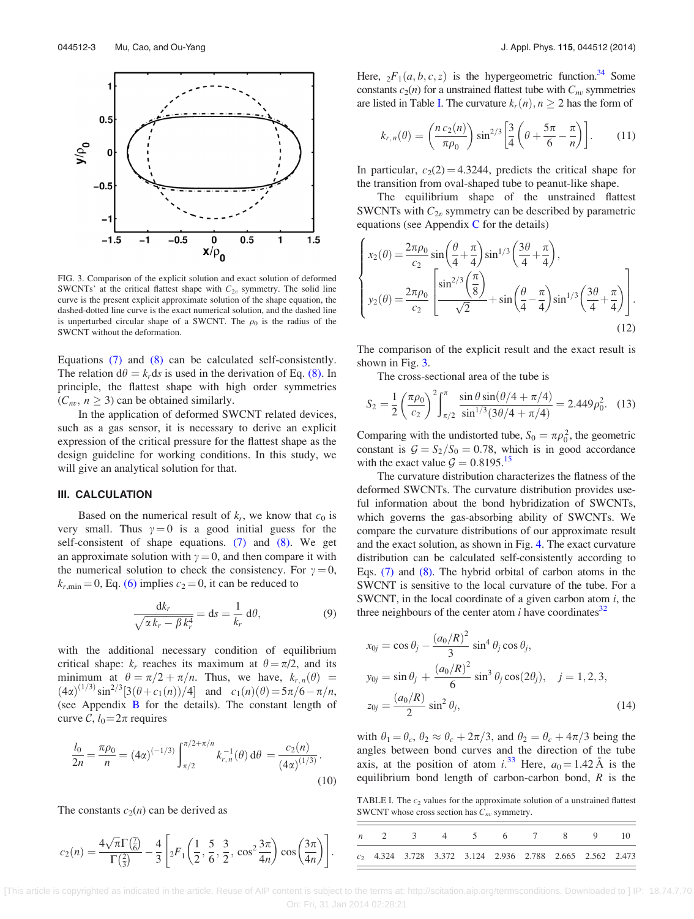FIG. 3. Comparison of the explicit solution and exact solution of deformed SWCNTs' at the critical flattest shape with $C_{2v}$ symmetry. The solid line curve is the present explicit approximate solution of the shape equation, the dashed-dotted line curve is the exact numerical solution, and the dashed line is unperturbed circular shape of a SWCNT. The $\rho_0$ is the radius of the SWCNT without the deformation.

Equations (7) and (8) can be calculated self-consistently. The relation $d\theta = k_r ds$ is used in the derivation of Eq. (8). In principle, the flattest shape with high order symmetries ($C_{nv}$, $n \geq 3$) can be obtained similarly.

In the application of deformed SWCNT related devices, such as a gas sensor, it is necessary to derive an explicit expression of the critical pressure for the flattest shape as the design guideline for working conditions. In this study, we will give an analytical solution for that.

## III. CALCULATION

Based on the numerical result of $k_r$, we know that $c_0$ is very small. Thus $\gamma = 0$ is a good initial guess for the self-consistent of shape equations. (7) and (8). We get an approximate solution with $\gamma = 0$, and then compare it with the numerical solution to check the consistency. For $\gamma = 0$, $k_{r,\min} = 0$, Eq. (6) implies $c_2 = 0$, it can be reduced to

$$\frac{dk_r}{\sqrt{\alpha k_r - \beta k_r^4}} = ds = \frac{1}{k_r} d\theta, \tag{9}$$

with the additional necessary condition of equilibrium critical shape: $k_r$ reaches its maximum at $\theta = \pi/2$, and its minimum at $\theta = \pi/2 + \pi/n$. Thus, we have, $k_{r,n}(\theta) = (4\alpha)^{(1/3)} \sin^{2/3}[3(\theta + c_1(n))/4]$ and $c_1(n)(\theta) = 5\pi/6 - \pi/n$, (see Appendix B for the details). The constant length of curve $\mathcal{C}$, $l_0 = 2\pi$ requires

$$\frac{l_0}{2n} = \frac{\pi\rho_0}{n} = (4\alpha)^{(-1/3)} \int_{\pi/2}^{\pi/2+\pi/n} k_{r,n}^{-1}(\theta)\, d\theta = \frac{c_2(n)}{(4\alpha)^{(1/3)}}. \tag{10}$$

The constants $c_2(n)$ can be derived as

$$c_2(n) = \frac{4\sqrt{\pi}\Gamma\left(\frac{7}{6}\right)}{\Gamma\left(\frac{2}{3}\right)} - \frac{4}{3}\left[{}_2F_1\left(\frac{1}{2}, \frac{5}{6}, \frac{3}{2}, \cos^2\frac{3\pi}{4n}\right)\cos\left(\frac{3\pi}{4n}\right)\right].$$

Here, ${}_2F_1(a, b, c, z)$ is the hypergeometric function.[34] Some constants $c_2(n)$ for a unstrained flattest tube with $C_{nv}$ symmetries are listed in Table I. The curvature $k_r(n)$, $n \geq 2$ has the form of

$$k_{r,n}(\theta) = \left(\frac{n\, c_2(n)}{\pi\rho_0}\right) \sin^{2/3}\left[\frac{3}{4}\left(\theta + \frac{5\pi}{6} - \frac{\pi}{n}\right)\right]. \tag{11}$$

In particular, $c_2(2) = 4.3244$, predicts the critical shape for the transition from oval-shaped tube to peanut-like shape.

The equilibrium shape of the unstrained flattest SWCNTs with $C_{2v}$ symmetry can be described by parametric equations (see Appendix C for the details)

$$\begin{cases} x_2(\theta) = \dfrac{2\pi\rho_0}{c_2} \sin\left(\dfrac{\theta}{4} + \dfrac{\pi}{4}\right) \sin^{1/3}\left(\dfrac{3\theta}{4} + \dfrac{\pi}{4}\right), \\[2ex] y_2(\theta) = \dfrac{2\pi\rho_0}{c_2} \left[\dfrac{\sin^{2/3}\left(\dfrac{\pi}{8}\right)}{\sqrt{2}} + \sin\left(\dfrac{\theta}{4} - \dfrac{\pi}{4}\right) \sin^{1/3}\left(\dfrac{3\theta}{4} + \dfrac{\pi}{4}\right)\right]. \end{cases} \tag{12}$$

The comparison of the explicit result and the exact result is shown in Fig. 3.

The cross-sectional area of the tube is

$$S_2 = \frac{1}{2}\left(\frac{\pi\rho_0}{c_2}\right)^2 \int_{\pi/2}^{\pi} \frac{\sin\theta \sin(\theta/4 + \pi/4)}{\sin^{1/3}(3\theta/4 + \pi/4)} = 2.449\rho_0^2. \tag{13}$$

Comparing with the undistorted tube, $S_0 = \pi\rho_0^2$, the geometric constant is $\mathcal{G} = S_2/S_0 = 0.78$, which is in good accordance with the exact value $\mathcal{G} = 0.8195$.[15]

The curvature distribution characterizes the flatness of the deformed SWCNTs. The curvature distribution provides useful information about the bond hybridization of SWCNTs, which governs the gas-absorbing ability of SWCNTs. We compare the curvature distributions of our approximate result and the exact solution, as shown in Fig. 4. The exact curvature distribution can be calculated self-consistently according to Eqs. (7) and (8). The hybrid orbital of carbon atoms in the SWCNT is sensitive to the local curvature of the tube. For a SWCNT, in the local coordinate of a given carbon atom $i$, the three neighbours of the center atom $i$ have coordinates[32]

$$\begin{aligned} x_{0j} &= \cos\theta_j - \frac{(a_0/R)^2}{3} \sin^4\theta_j \cos\theta_j, \\ y_{0j} &= \sin\theta_j + \frac{(a_0/R)^2}{6} \sin^3\theta_j \cos(2\theta_j), \quad j = 1, 2, 3, \\ z_{0j} &= \frac{(a_0/R)}{2} \sin^2\theta_j, \end{aligned} \tag{14}$$

with $\theta_1 = \theta_c$, $\theta_2 \approx \theta_c + 2\pi/3$, and $\theta_2 = \theta_c + 4\pi/3$ being the angles between bond curves and the direction of the tube axis, at the position of atom $i$.[33] Here, $a_0 = 1.42$ Å is the equilibrium bond length of carbon-carbon bond, $R$ is the

TABLE I. The $c_2$ values for the approximate solution of a unstrained flattest SWCNT whose cross section has $C_{nv}$ symmetry.

| $n$ | 2 | 3 | 4 | 5 | 6 | 7 | 8 | 9 | 10 |
|---|---|---|---|---|---|---|---|---|---|
| $c_2$ | 4.324 | 3.728 | 3.372 | 3.124 | 2.936 | 2.788 | 2.665 | 2.562 | 2.473 |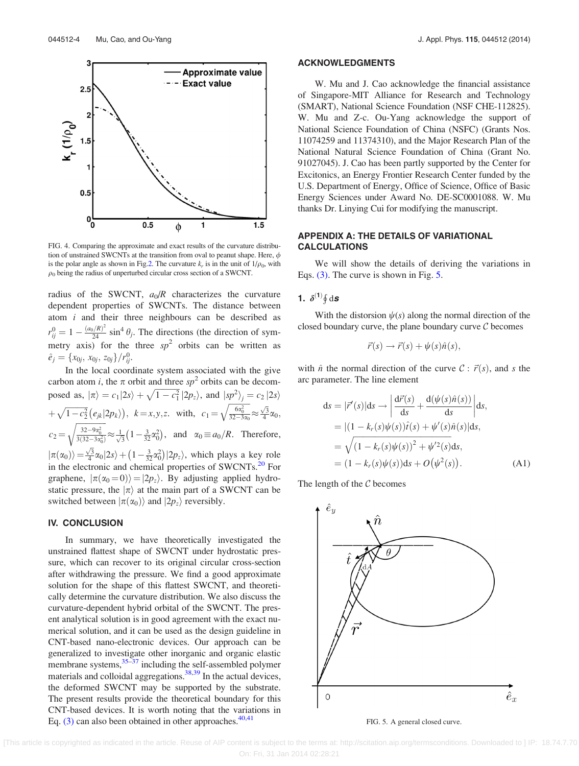FIG. 4. Comparing the approximate and exact results of the curvature distribution of unstrained SWCNTs at the transition from oval to peanut shape. Here, $\phi$ is the polar angle as shown in Fig. 2. The curvature $k_r$ is in the unit of $1/\rho_0$, with $\rho_0$ being the radius of unperturbed circular cross section of a SWCNT.

radius of the SWCNT, $a_0/R$ characterizes the curvature dependent properties of SWCNTs. The distance between atom $i$ and their three neighbours can be described as $r^0_{ij} = 1 - \frac{(a_0/R)^2}{24}\sin^4\theta_j$. The directions (the direction of symmetry axis) for the three $sp^2$ orbits can be written as $\hat{e}_j = \{x_{0j}, x_{0j}, z_{0j}\}/r^0_{ij}$.

In the local coordinate system associated with the give carbon atom $i$, the $\pi$ orbit and three $sp^2$ orbits can be decomposed as, $|\pi\rangle = c_1|2s\rangle + \sqrt{1-c_1^2}\,|2p_z\rangle$, and $|sp^2\rangle_j = c_2\,|2s\rangle + \sqrt{1-c_2^2}\left(e_{jk}|2p_k\rangle\right)$, $k=x,y,z$. with, $c_1 = \sqrt{\frac{6\alpha_0^2}{32-3\alpha_0}} \approx \frac{\sqrt{3}}{4}\alpha_0$, $c_2 = \sqrt{\frac{32-9\alpha_0^2}{3(32-3\alpha_0^2)}} \approx \frac{1}{\sqrt{3}}\left(1-\frac{3}{32}\alpha_0^2\right)$, and $\alpha_0 \equiv a_0/R$. Therefore, $|\pi(\alpha_0)\rangle = \frac{\sqrt{3}}{4}\alpha_0|2s\rangle + \left(1-\frac{3}{32}\alpha_0^2\right)|2p_z\rangle$, which plays a key role in the electronic and chemical properties of SWCNTs.[20] For graphene, $|\pi(\alpha_0=0)\rangle = |2p_z\rangle$. By adjusting applied hydrostatic pressure, the $|\pi\rangle$ at the main part of a SWCNT can be switched between $|\pi(\alpha_0)\rangle$ and $|2p_z\rangle$ reversibly.

## IV. CONCLUSION

In summary, we have theoretically investigated the unstrained flattest shape of SWCNT under hydrostatic pressure, which can recover to its original circular cross-section after withdrawing the pressure. We find a good approximate solution for the shape of this flattest SWCNT, and theoretically determine the curvature distribution. We also discuss the curvature-dependent hybrid orbital of the SWCNT. The present analytical solution is in good agreement with the exact numerical solution, and it can be used as the design guideline in CNT-based nano-electronic devices. Our approach can be generalized to investigate other inorganic and organic elastic membrane systems,[35–37] including the self-assembled polymer materials and colloidal aggregations.[38,39] In the actual devices, the deformed SWCNT may be supported by the substrate. The present results provide the theoretical boundary for this CNT-based devices. It is worth noting that the variations in Eq. (3) can also been obtained in other approaches.[40,41]

## ACKNOWLEDGMENTS

W. Mu and J. Cao acknowledge the financial assistance of Singapore-MIT Alliance for Research and Technology (SMART), National Science Foundation (NSF CHE-112825). W. Mu and Z-c. Ou-Yang acknowledge the support of National Science Foundation of China (NSFC) (Grants Nos. 11074259 and 11374310), and the Major Research Plan of the National Natural Science Foundation of China (Grant No. 91027045). J. Cao has been partly supported by the Center for Excitonics, an Energy Frontier Research Center funded by the U.S. Department of Energy, Office of Science, Office of Basic Energy Sciences under Award No. DE-SC0001088. W. Mu thanks Dr. Linying Cui for modifying the manuscript.

## APPENDIX A: THE DETAILS OF VARIATIONAL CALCULATIONS

We will show the details of deriving the variations in Eqs. (3). The curve is shown in Fig. 5.

### 1. $\delta^{(1)}\oint \mathrm{d}\boldsymbol{s}$

With the distorsion $\psi(s)$ along the normal direction of the closed boundary curve, the plane boundary curve $\mathcal{C}$ becomes

$$\vec{r}(s) \to \vec{r}(s) + \psi(s)\hat{n}(s),$$

with $\hat{n}$ the normal direction of the curve $\mathcal{C}: \vec{r}(s)$, and $s$ the arc parameter. The line element

$$\begin{aligned}
\mathrm{d}s = |\vec{r}'(s)|\mathrm{d}s \to &\left|\frac{\mathrm{d}\vec{r}(s)}{\mathrm{d}s} + \frac{\mathrm{d}(\psi(s)\hat{n}(s))}{\mathrm{d}s}\right|\mathrm{d}s,\\
&= |(1-k_r(s)\psi(s))\hat{t}(s) + \psi'(s)\hat{n}(s)|\mathrm{d}s,\\
&= \sqrt{(1-k_r(s)\psi(s))^2 + \psi'^2(s)}\,\mathrm{d}s,\\
&= (1-k_r(s)\psi(s))\mathrm{d}s + O\left(\psi^2(s)\right). \qquad \text{(A1)}
\end{aligned}$$

The length of the $\mathcal{C}$ becomes

FIG. 5. A general closed curve.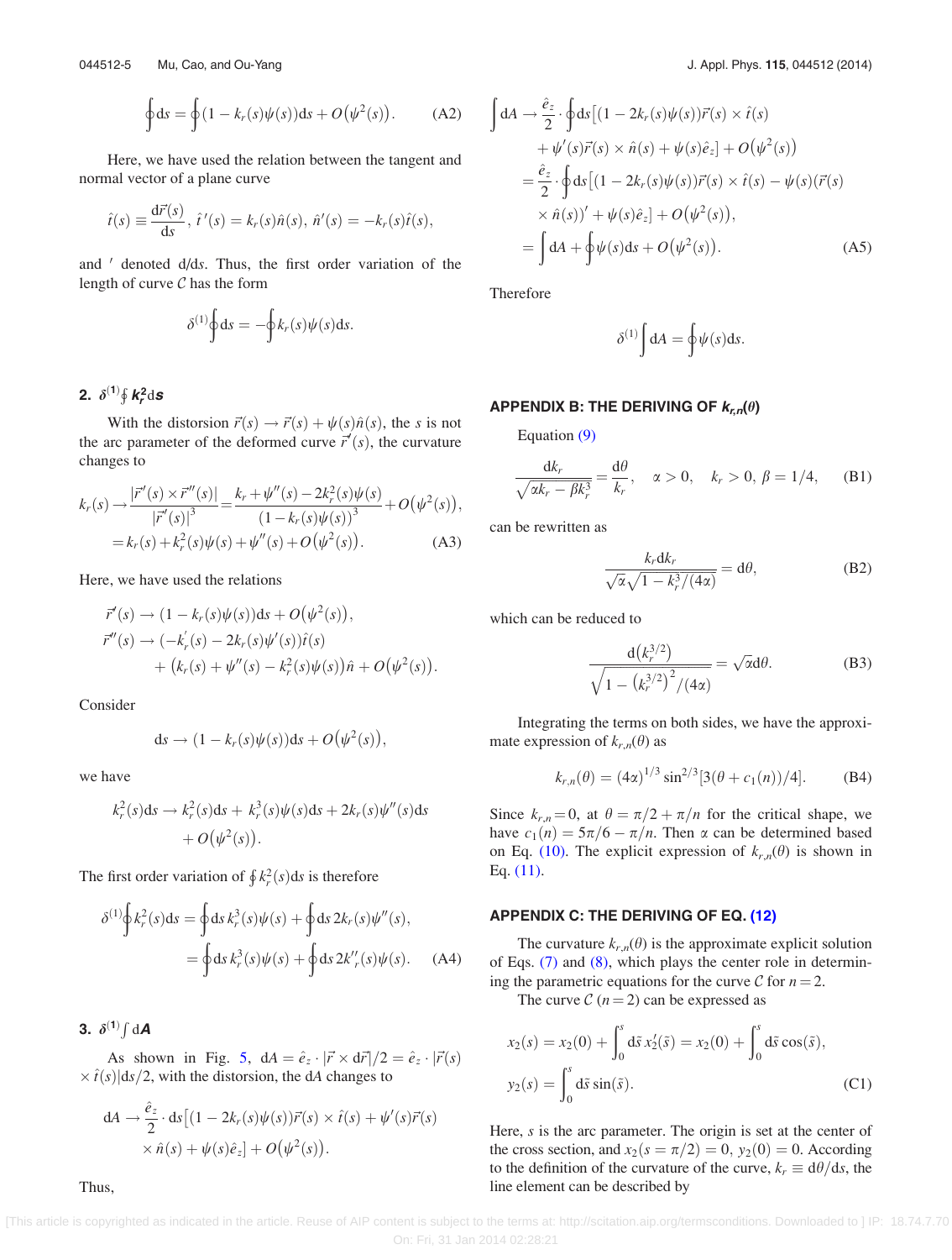$$\oint \mathrm{d}s = \oint (1 - k_r(s)\psi(s))\mathrm{d}s + O(\psi^2(s)). \tag{A2}$$

Here, we have used the relation between the tangent and normal vector of a plane curve

$$\hat{t}(s) \equiv \frac{\mathrm{d}\vec{r}(s)}{\mathrm{d}s},\ \hat{t}\,'(s) = k_r(s)\hat{n}(s),\ \hat{n}'(s) = -k_r(s)\hat{t}(s),$$

and $'$ denoted $\mathrm{d}/\mathrm{d}s$. Thus, the first order variation of the length of curve $\mathcal{C}$ has the form

$$\delta^{(1)}\oint \mathrm{d}s = -\oint k_r(s)\psi(s)\mathrm{d}s.$$

### 2. $\delta^{(1)}\oint k_r^2 \mathrm{d}s$

With the distortion $\vec{r}(s) \to \vec{r}(s) + \psi(s)\hat{n}(s)$, the $s$ is not the arc parameter of the deformed curve $\vec{r}\,'(s)$, the curvature changes to

$$\begin{aligned}
k_r(s) \to \frac{|\vec{r}\,'(s) \times \vec{r}\,''(s)|}{|\vec{r}\,'(s)|^3} &= \frac{k_r + \psi''(s) - 2k_r^2(s)\psi(s)}{(1 - k_r(s)\psi(s))^3} + O(\psi^2(s)),\\
&= k_r(s) + k_r^2(s)\psi(s) + \psi''(s) + O(\psi^2(s)).
\end{aligned} \tag{A3}$$

Here, we have used the relations

$$\begin{aligned}
\vec{r}\,'(s) &\to (1 - k_r(s)\psi(s))\mathrm{d}s + O(\psi^2(s)),\\
\vec{r}\,''(s) &\to (-k_r'(s) - 2k_r(s)\psi'(s))\hat{t}(s)\\
&\quad + (k_r(s) + \psi''(s) - k_r^2(s)\psi(s))\hat{n} + O(\psi^2(s)).
\end{aligned}$$

Consider

$$\mathrm{d}s \to (1 - k_r(s)\psi(s))\mathrm{d}s + O(\psi^2(s)),$$

we have

$$k_r^2(s)\mathrm{d}s \to k_r^2(s)\mathrm{d}s + k_r^3(s)\psi(s)\mathrm{d}s + 2k_r(s)\psi''(s)\mathrm{d}s + O(\psi^2(s)).$$

The first order variation of $\oint k_r^2(s)\mathrm{d}s$ is therefore

$$\begin{aligned}
\delta^{(1)}\oint k_r^2(s)\mathrm{d}s &= \oint \mathrm{d}s\, k_r^3(s)\psi(s) + \oint \mathrm{d}s\, 2k_r(s)\psi''(s),\\
&= \oint \mathrm{d}s\, k_r^3(s)\psi(s) + \oint \mathrm{d}s\, 2k_r''(s)\psi(s).
\end{aligned} \tag{A4}$$

### 3. $\delta^{(1)}\int \mathrm{d}A$

As shown in Fig. 5, $\mathrm{d}A = \hat{e}_z \cdot |\vec{r} \times \mathrm{d}\vec{r}|/2 = \hat{e}_z \cdot |\vec{r}(s) \times \hat{t}(s)|\mathrm{d}s/2$, with the distortion, the $\mathrm{d}A$ changes to

$$\mathrm{d}A \to \frac{\hat{e}_z}{2} \cdot \mathrm{d}s\big[(1 - 2k_r(s)\psi(s))\vec{r}(s) \times \hat{t}(s) + \psi'(s)\vec{r}(s) \times \hat{n}(s) + \psi(s)\hat{e}_z\big] + O(\psi^2(s)).$$

Thus,

$$\begin{aligned}
\int \mathrm{d}A &\to \frac{\hat{e}_z}{2} \cdot \oint \mathrm{d}s\big[(1 - 2k_r(s)\psi(s))\vec{r}(s) \times \hat{t}(s)\\
&\quad + \psi'(s)\vec{r}(s) \times \hat{n}(s) + \psi(s)\hat{e}_z\big] + O(\psi^2(s))\\
&= \frac{\hat{e}_z}{2} \cdot \oint \mathrm{d}s\big[(1 - 2k_r(s)\psi(s))\vec{r}(s) \times \hat{t}(s) - \psi(s)(\vec{r}(s)\\
&\quad \times \hat{n}(s))' + \psi(s)\hat{e}_z\big] + O(\psi^2(s)),\\
&= \int \mathrm{d}A + \oint \psi(s)\mathrm{d}s + O(\psi^2(s)).
\end{aligned} \tag{A5}$$

Therefore

$$\delta^{(1)}\int \mathrm{d}A = \oint \psi(s)\mathrm{d}s.$$

## APPENDIX B: THE DERIVING OF $k_{r,n}(\theta)$

Equation (9)

$$\frac{\mathrm{d}k_r}{\sqrt{\alpha k_r - \beta k_r^3}} = \frac{\mathrm{d}\theta}{k_r}, \quad \alpha > 0, \quad k_r > 0,\ \beta = 1/4, \tag{B1}$$

can be rewritten as

$$\frac{k_r \mathrm{d}k_r}{\sqrt{\alpha}\sqrt{1 - k_r^3/(4\alpha)}} = \mathrm{d}\theta, \tag{B2}$$

which can be reduced to

$$\frac{\mathrm{d}\big(k_r^{3/2}\big)}{\sqrt{1 - \big(k_r^{3/2}\big)^2/(4\alpha)}} = \sqrt{\alpha}\mathrm{d}\theta. \tag{B3}$$

Integrating the terms on both sides, we have the approximate expression of $k_{r,n}(\theta)$ as

$$k_{r,n}(\theta) = (4\alpha)^{1/3}\sin^{2/3}[3(\theta + c_1(n))/4]. \tag{B4}$$

Since $k_{r,n} = 0$, at $\theta = \pi/2 + \pi/n$ for the critical shape, we have $c_1(n) = 5\pi/6 - \pi/n$. Then $\alpha$ can be determined based on Eq. (10). The explicit expression of $k_{r,n}(\theta)$ is shown in Eq. (11).

## APPENDIX C: THE DERIVING OF EQ. (12)

The curvature $k_{r,n}(\theta)$ is the approximate explicit solution of Eqs. (7) and (8), which plays the center role in determining the parametric equations for the curve $\mathcal{C}$ for $n = 2$.

The curve $\mathcal{C}$ ($n = 2$) can be expressed as

$$\begin{aligned}
x_2(s) &= x_2(0) + \int_0^s \mathrm{d}\tilde{s}\, x_2'(\tilde{s}) = x_2(0) + \int_0^s \mathrm{d}\tilde{s}\cos(\tilde{s}),\\
y_2(s) &= \int_0^s \mathrm{d}\tilde{s}\sin(\tilde{s}).
\end{aligned} \tag{C1}$$

Here, $s$ is the arc parameter. The origin is set at the center of the cross section, and $x_2(s = \pi/2) = 0$, $y_2(0) = 0$. According to the definition of the curvature of the curve, $k_r \equiv \mathrm{d}\theta/\mathrm{d}s$, the line element can be described by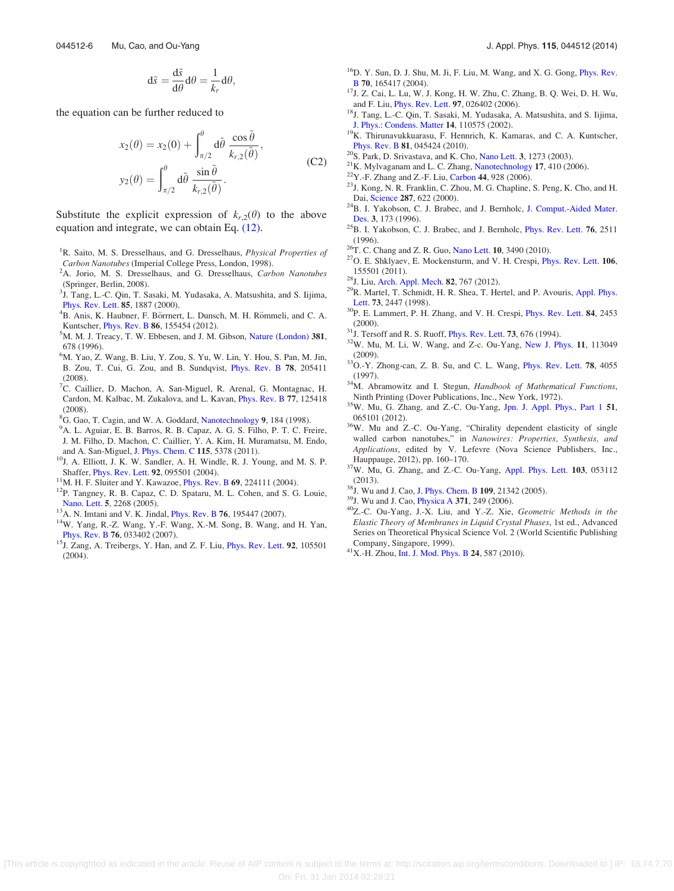$$\mathrm{d}\tilde{s} = \frac{\mathrm{d}\tilde{s}}{\mathrm{d}\theta}\mathrm{d}\theta = \frac{1}{k_r}\mathrm{d}\theta,$$

the equation can be further reduced to

$$\begin{aligned} x_2(\theta) &= x_2(0) + \int_{\pi/2}^{\theta} \mathrm{d}\tilde{\theta}\, \frac{\cos\tilde{\theta}}{k_{r,2}(\tilde{\theta})}, \\ y_2(\theta) &= \int_{\pi/2}^{\theta} \mathrm{d}\tilde{\theta}\, \frac{\sin\tilde{\theta}}{k_{r,2}(\tilde{\theta})}. \end{aligned} \tag{C2}$$

Substitute the explicit expression of $k_{r,2}(\theta)$ to the above equation and integrate, we can obtain Eq. (12).

[1] R. Saito, M. S. Dresselhaus, and G. Dresselhaus, *Physical Properties of Carbon Nanotubes* (Imperial College Press, London, 1998).
[2] A. Jorio, M. S. Dresselhaus, and G. Dresselhaus, *Carbon Nanotubes* (Springer, Berlin, 2008).
[3] J. Tang, L.-C. Qin, T. Sasaki, M. Yudasaka, A. Matsushita, and S. Iijima, Phys. Rev. Lett. **85**, 1887 (2000).
[4] B. Anis, K. Haubner, F. Börrnert, L. Dunsch, M. H. Römmeli, and C. A. Kuntscher, Phys. Rev. B **86**, 155454 (2012).
[5] M. M. J. Treacy, T. W. Ebbesen, and J. M. Gibson, Nature (London) **381**, 678 (1996).
[6] M. Yao, Z. Wang, B. Liu, Y. Zou, S. Yu, W. Lin, Y. Hou, S. Pan, M. Jin, B. Zou, T. Cui, G. Zou, and B. Sundqvist, Phys. Rev. B **78**, 205411 (2008).
[7] C. Caillier, D. Machon, A. San-Miguel, R. Arenal, G. Montagnac, H. Cardon, M. Kalbac, M. Zukalova, and L. Kavan, Phys. Rev. B **77**, 125418 (2008).
[8] G. Gao, T. Cagin, and W. A. Goddard, Nanotechnology **9**, 184 (1998).
[9] A. L. Aguiar, E. B. Barros, R. B. Capaz, A. G. S. Filho, P. T. C. Freire, J. M. Filho, D. Machon, C. Caillier, Y. A. Kim, H. Muramatsu, M. Endo, and A. San-Miguel, J. Phys. Chem. C **115**, 5378 (2011).
[10] J. A. Elliott, J. K. W. Sandler, A. H. Windle, R. J. Young, and M. S. P. Shaffer, Phys. Rev. Lett. **92**, 095501 (2004).
[11] M. H. F. Sluiter and Y. Kawazoe, Phys. Rev. B **69**, 224111 (2004).
[12] P. Tangney, R. B. Capaz, C. D. Spataru, M. L. Cohen, and S. G. Louie, Nano. Lett. **5**, 2268 (2005).
[13] A. N. Imtani and V. K. Jindal, Phys. Rev. B **76**, 195447 (2007).
[14] W. Yang, R.-Z. Wang, Y.-F. Wang, X.-M. Song, B. Wang, and H. Yan, Phys. Rev. B **76**, 033402 (2007).
[15] J. Zang, A. Treibergs, Y. Han, and Z. F. Liu, Phys. Rev. Lett. **92**, 105501 (2004).
[16] D. Y. Sun, D. J. Shu, M. Ji, F. Liu, M. Wang, and X. G. Gong, Phys. Rev. B **70**, 165417 (2004).
[17] J. Z. Cai, L. Lu, W. J. Kong, H. W. Zhu, C. Zhang, B. Q. Wei, D. H. Wu, and F. Liu, Phys. Rev. Lett. **97**, 026402 (2006).
[18] J. Tang, L.-C. Qin, T. Sasaki, M. Yudasaka, A. Matsushita, and S. Iijima, J. Phys.: Condens. Matter **14**, 110575 (2002).
[19] K. Thirunavukkuarasu, F. Hennrich, K. Kamaras, and C. A. Kuntscher, Phys. Rev. B **81**, 045424 (2010).
[20] S. Park, D. Srivastava, and K. Cho, Nano Lett. **3**, 1273 (2003).
[21] K. Mylvaganam and L. C. Zhang, Nanotechnology **17**, 410 (2006).
[22] Y.-F. Zhang and Z.-F. Liu, Carbon **44**, 928 (2006).
[23] J. Kong, N. R. Franklin, C. Zhou, M. G. Chapline, S. Peng, K. Cho, and H. Dai, Science **287**, 622 (2000).
[24] B. I. Yakobson, C. J. Brabec, and J. Bernholc, J. Comput.-Aided Mater. Des. **3**, 173 (1996).
[25] B. I. Yakobson, C. J. Brabec, and J. Bernholc, Phys. Rev. Lett. **76**, 2511 (1996).
[26] T. C. Chang and Z. R. Guo, Nano Lett. **10**, 3490 (2010).
[27] O. E. Shklyaev, E. Mockensturm, and V. H. Crespi, Phys. Rev. Lett. **106**, 155501 (2011).
[28] J. Liu, Arch. Appl. Mech. **82**, 767 (2012).
[29] R. Martel, T. Schmidt, H. R. Shea, T. Hertel, and P. Avouris, Appl. Phys. Lett. **73**, 2447 (1998).
[30] P. E. Lammert, P. H. Zhang, and V. H. Crespi, Phys. Rev. Lett. **84**, 2453 (2000).
[31] J. Tersoff and R. S. Ruoff, Phys. Rev. Lett. **73**, 676 (1994).
[32] W. Mu, M. Li, W. Wang, and Z-c. Ou-Yang, New J. Phys. **11**, 113049 (2009).
[33] O.-Y. Zhong-can, Z. B. Su, and C. L. Wang, Phys. Rev. Lett. **78**, 4055 (1997).
[34] M. Abramowitz and I. Stegun, *Handbook of Mathematical Functions*, Ninth Printing (Dover Publications, Inc., New York, 1972).
[35] W. Mu, G. Zhang, and Z.-C. Ou-Yang, Jpn. J. Appl. Phys., Part 1 **51**, 065101 (2012).
[36] W. Mu and Z.-C. Ou-Yang, "Chirality dependent elasticity of single walled carbon nanotubes," in *Nanowires: Properties, Synthesis, and Applications*, edited by V. Lefevre (Nova Science Publishers, Inc., Hauppauge, 2012), pp. 160–170.
[37] W. Mu, G. Zhang, and Z.-C. Ou-Yang, Appl. Phys. Lett. **103**, 053112 (2013).
[38] J. Wu and J. Cao, J. Phys. Chem. B **109**, 21342 (2005).
[39] J. Wu and J. Cao, Physica A **371**, 249 (2006).
[40] Z.-C. Ou-Yang, J.-X. Liu, and Y.-Z. Xie, *Geometric Methods in the Elastic Theory of Membranes in Liquid Crystal Phases*, 1st ed., Advanced Series on Theoretical Physical Science Vol. 2 (World Scientific Publishing Company, Singapore, 1999).
[41] X.-H. Zhou, Int. J. Mod. Phys. B **24**, 587 (2010).